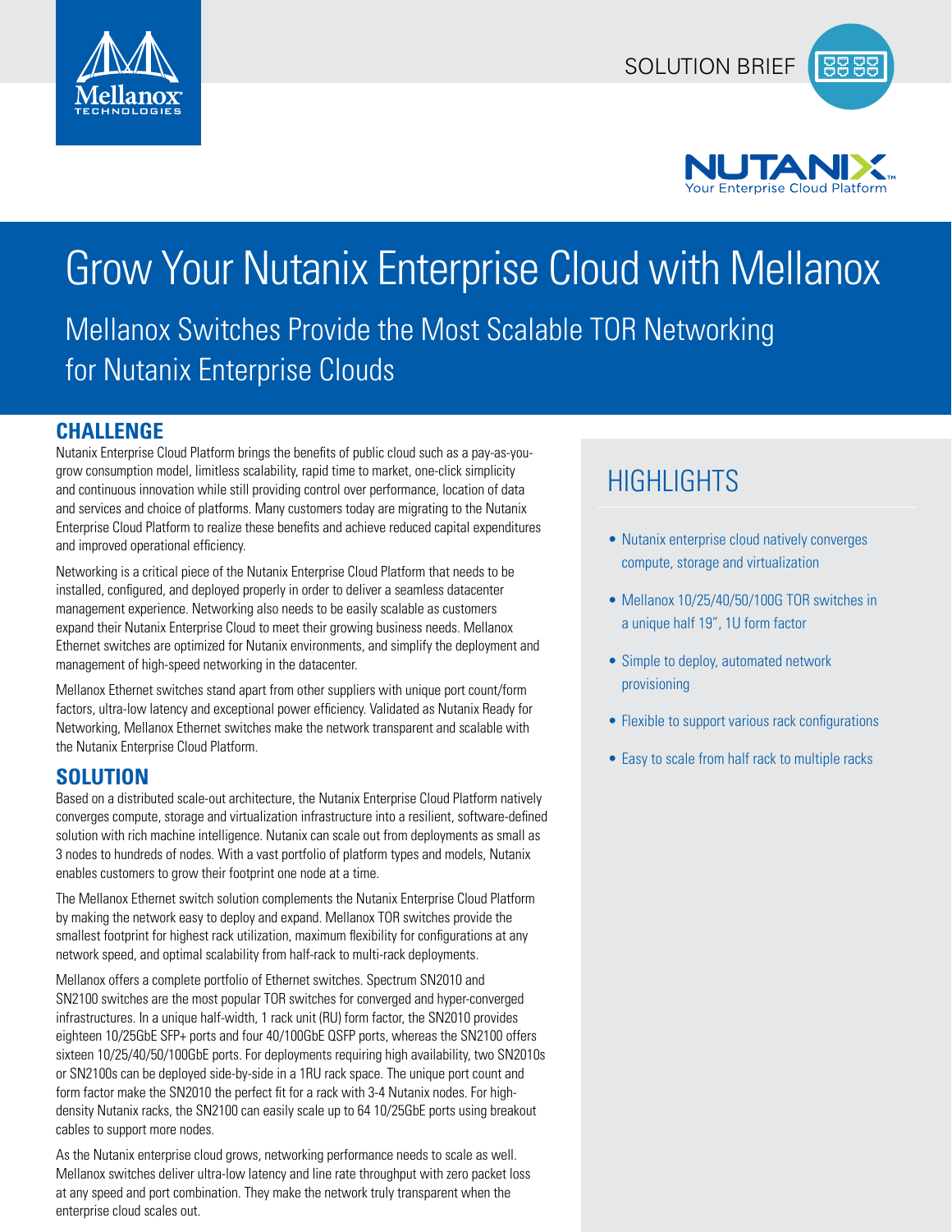SOLUTION BRIEF

# Grow Your Nutanix Enterprise Cloud with Mellanox

## Mellanox Switches Provide the Most Scalable TOR Networking for Nutanix Enterprise Clouds

### CHALLENGE

Nutanix Enterprise Cloud Platform brings the benefits of public cloud such as a pay-as-you-grow consumption model, limitless scalability, rapid time to market, one-click simplicity and continuous innovation while still providing control over performance, location of data and services and choice of platforms. Many customers today are migrating to the Nutanix Enterprise Cloud Platform to realize these benefits and achieve reduced capital expenditures and improved operational efficiency.

Networking is a critical piece of the Nutanix Enterprise Cloud Platform that needs to be installed, configured, and deployed properly in order to deliver a seamless datacenter management experience. Networking also needs to be easily scalable as customers expand their Nutanix Enterprise Cloud to meet their growing business needs. Mellanox Ethernet switches are optimized for Nutanix environments, and simplify the deployment and management of high-speed networking in the datacenter.

Mellanox Ethernet switches stand apart from other suppliers with unique port count/form factors, ultra-low latency and exceptional power efficiency. Validated as Nutanix Ready for Networking, Mellanox Ethernet switches make the network transparent and scalable with the Nutanix Enterprise Cloud Platform.

### SOLUTION

Based on a distributed scale-out architecture, the Nutanix Enterprise Cloud Platform natively converges compute, storage and virtualization infrastructure into a resilient, software-defined solution with rich machine intelligence. Nutanix can scale out from deployments as small as 3 nodes to hundreds of nodes. With a vast portfolio of platform types and models, Nutanix enables customers to grow their footprint one node at a time.

The Mellanox Ethernet switch solution complements the Nutanix Enterprise Cloud Platform by making the network easy to deploy and expand. Mellanox TOR switches provide the smallest footprint for highest rack utilization, maximum flexibility for configurations at any network speed, and optimal scalability from half-rack to multi-rack deployments.

Mellanox offers a complete portfolio of Ethernet switches. Spectrum SN2010 and SN2100 switches are the most popular TOR switches for converged and hyper-converged infrastructures. In a unique half-width, 1 rack unit (RU) form factor, the SN2010 provides eighteen 10/25GbE SFP+ ports and four 40/100GbE QSFP ports, whereas the SN2100 offers sixteen 10/25/40/50/100GbE ports. For deployments requiring high availability, two SN2010s or SN2100s can be deployed side-by-side in a 1RU rack space. The unique port count and form factor make the SN2010 the perfect fit for a rack with 3-4 Nutanix nodes. For high-density Nutanix racks, the SN2100 can easily scale up to 64 10/25GbE ports using breakout cables to support more nodes.

As the Nutanix enterprise cloud grows, networking performance needs to scale as well. Mellanox switches deliver ultra-low latency and line rate throughput with zero packet loss at any speed and port combination. They make the network truly transparent when the enterprise cloud scales out.

## HIGHLIGHTS

- Nutanix enterprise cloud natively converges compute, storage and virtualization
- Mellanox 10/25/40/50/100G TOR switches in a unique half 19", 1U form factor
- Simple to deploy, automated network provisioning
- Flexible to support various rack configurations
- Easy to scale from half rack to multiple racks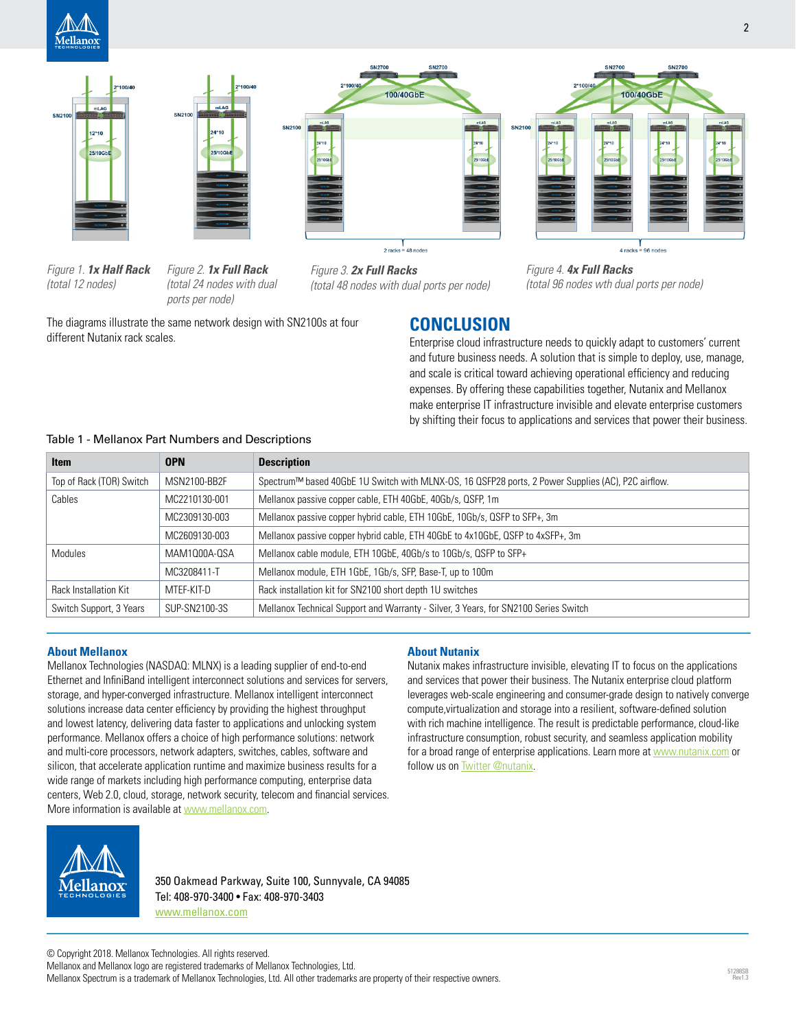SN2100

2*100/40

mLAG

12*10

25/10GbE

*Figure 1. **1x Half Rack** (total 12 nodes)*

SN2100

2*100/40

mLAG

24*10

25/10GbE

*Figure 2. **1x Full Rack** (total 24 nodes with dual ports per node)*

SN2700

SN2700

2*100/40

100/40GbE

SN2100

mLAG

24*10

25/10GbE

2 racks = 48 nodes

*Figure 3. **2x Full Racks** (total 48 nodes with dual ports per node)*

SN2700

SN2700

2*100/40

100/40GbE

SN2100

mLAG

24*10

25/10GbE

4 racks = 96 nodes

*Figure 4. **4x Full Racks** (total 96 nodes wth dual ports per node)*

The diagrams illustrate the same network design with SN2100s at four different Nutanix rack scales.

## CONCLUSION

Enterprise cloud infrastructure needs to quickly adapt to customers' current and future business needs. A solution that is simple to deploy, use, manage, and scale is critical toward achieving operational efficiency and reducing expenses. By offering these capabilities together, Nutanix and Mellanox make enterprise IT infrastructure invisible and elevate enterprise customers by shifting their focus to applications and services that power their business.

Table 1 - Mellanox Part Numbers and Descriptions

| Item | OPN | Description |
|---|---|---|
| Top of Rack (TOR) Switch | MSN2100-BB2F | Spectrum™ based 40GbE 1U Switch with MLNX-OS, 16 QSFP28 ports, 2 Power Supplies (AC), P2C airflow. |
| Cables | MC2210130-001 | Mellanox passive copper cable, ETH 40GbE, 40Gb/s, QSFP, 1m |
| | MC2309130-003 | Mellanox passive copper hybrid cable, ETH 10GbE, 10Gb/s, QSFP to SFP+, 3m |
| | MC2609130-003 | Mellanox passive copper hybrid cable, ETH 40GbE to 4x10GbE, QSFP to 4xSFP+, 3m |
| Modules | MAM1Q00A-QSA | Mellanox cable module, ETH 10GbE, 40Gb/s to 10Gb/s, QSFP to SFP+ |
| | MC3208411-T | Mellanox module, ETH 1GbE, 1Gb/s, SFP, Base-T, up to 100m |
| Rack Installation Kit | MTEF-KIT-D | Rack installation kit for SN2100 short depth 1U switches |
| Switch Support, 3 Years | SUP-SN2100-3S | Mellanox Technical Support and Warranty - Silver, 3 Years, for SN2100 Series Switch |

### About Mellanox

Mellanox Technologies (NASDAQ: MLNX) is a leading supplier of end-to-end Ethernet and InfiniBand intelligent interconnect solutions and services for servers, storage, and hyper-converged infrastructure. Mellanox intelligent interconnect solutions increase data center efficiency by providing the highest throughput and lowest latency, delivering data faster to applications and unlocking system performance. Mellanox offers a choice of high performance solutions: network and multi-core processors, network adapters, switches, cables, software and silicon, that accelerate application runtime and maximize business results for a wide range of markets including high performance computing, enterprise data centers, Web 2.0, cloud, storage, network security, telecom and financial services. More information is available at www.mellanox.com.

### About Nutanix

Nutanix makes infrastructure invisible, elevating IT to focus on the applications and services that power their business. The Nutanix enterprise cloud platform leverages web-scale engineering and consumer-grade design to natively converge compute,virtualization and storage into a resilient, software-defined solution with rich machine intelligence. The result is predictable performance, cloud-like infrastructure consumption, robust security, and seamless application mobility for a broad range of enterprise applications. Learn more at www.nutanix.com or follow us on Twitter @nutanix.

350 Oakmead Parkway, Suite 100, Sunnyvale, CA 94085
Tel: 408-970-3400 • Fax: 408-970-3403
www.mellanox.com

© Copyright 2018. Mellanox Technologies. All rights reserved.
Mellanox and Mellanox logo are registered trademarks of Mellanox Technologies, Ltd.
Mellanox Spectrum is a trademark of Mellanox Technologies, Ltd. All other trademarks are property of their respective owners.

51288SB
Rev1.3